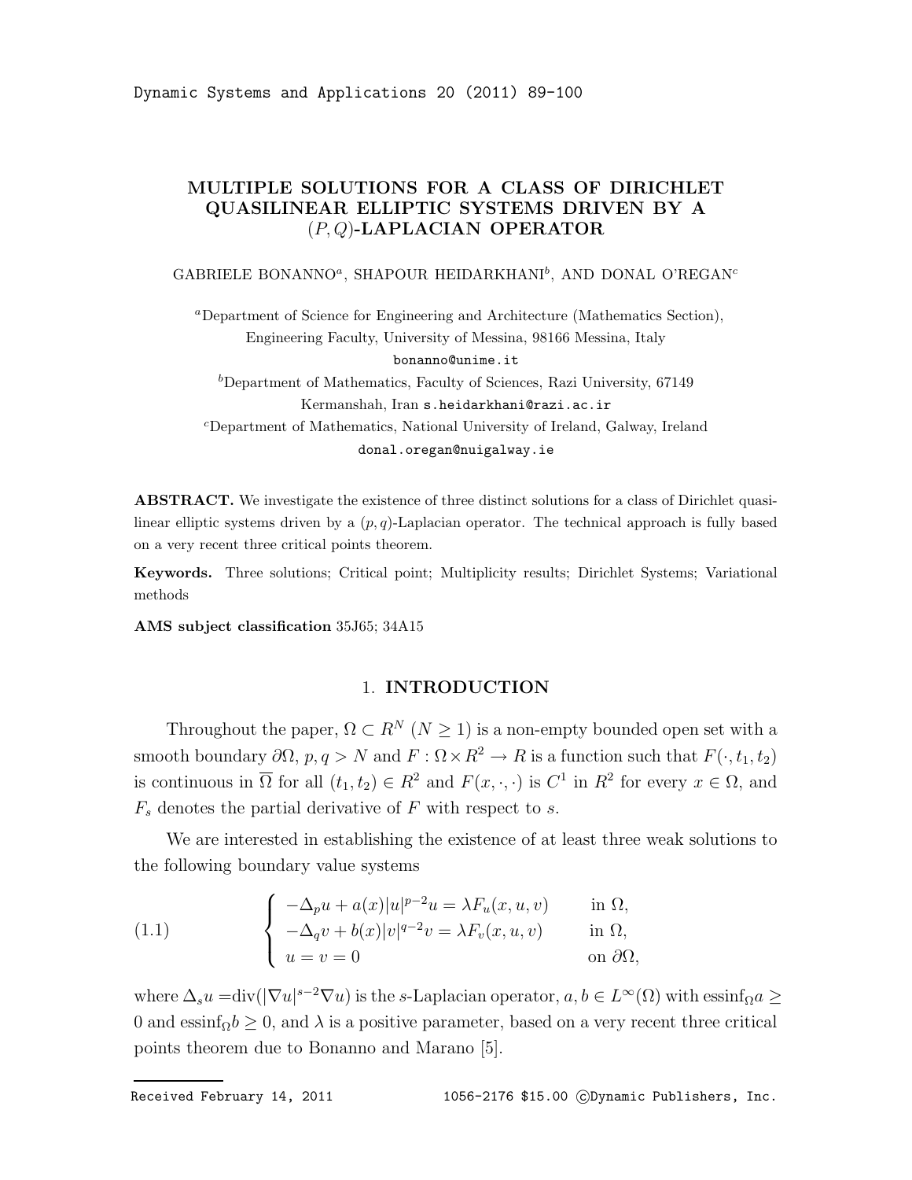# MULTIPLE SOLUTIONS FOR A CLASS OF DIRICHLET QUASILINEAR ELLIPTIC SYSTEMS DRIVEN BY A $(P, Q)$-LAPLACIAN OPERATOR

GABRIELE BONANNO[a], SHAPOUR HEIDARKHANI[b], AND DONAL O'REGAN[c]

[a]Department of Science for Engineering and Architecture (Mathematics Section), Engineering Faculty, University of Messina, 98166 Messina, Italy
bonanno@unime.it

[b]Department of Mathematics, Faculty of Sciences, Razi University, 67149 Kermanshah, Iran s.heidarkhani@razi.ac.ir

[c]Department of Mathematics, National University of Ireland, Galway, Ireland
donal.oregan@nuigalway.ie

**ABSTRACT.** We investigate the existence of three distinct solutions for a class of Dirichlet quasilinear elliptic systems driven by a $(p, q)$-Laplacian operator. The technical approach is fully based on a very recent three critical points theorem.

**Keywords.** Three solutions; Critical point; Multiplicity results; Dirichlet Systems; Variational methods

**AMS subject classification** 35J65; 34A15

## 1. INTRODUCTION

Throughout the paper, $\Omega \subset R^N$ $(N \geq 1)$ is a non-empty bounded open set with a smooth boundary $\partial\Omega$, $p, q > N$ and $F : \Omega \times R^2 \to R$ is a function such that $F(\cdot, t_1, t_2)$ is continuous in $\overline{\Omega}$ for all $(t_1, t_2) \in R^2$ and $F(x, \cdot, \cdot)$ is $C^1$ in $R^2$ for every $x \in \Omega$, and $F_s$ denotes the partial derivative of $F$ with respect to $s$.

We are interested in establishing the existence of at least three weak solutions to the following boundary value systems

$$
(1.1) \qquad \begin{cases} -\Delta_p u + a(x)|u|^{p-2}u = \lambda F_u(x, u, v) & \text{in } \Omega, \\ -\Delta_q v + b(x)|v|^{q-2}v = \lambda F_v(x, u, v) & \text{in } \Omega, \\ u = v = 0 & \text{on } \partial\Omega, \end{cases}
$$

where $\Delta_s u = \mathrm{div}(|\nabla u|^{s-2}\nabla u)$ is the $s$-Laplacian operator, $a, b \in L^\infty(\Omega)$ with $\mathrm{essinf}_\Omega a \geq 0$ and $\mathrm{essinf}_\Omega b \geq 0$, and $\lambda$ is a positive parameter, based on a very recent three critical points theorem due to Bonanno and Marano [5].

Received February 14, 2011 1056-2176 $15.00 ©Dynamic Publishers, Inc.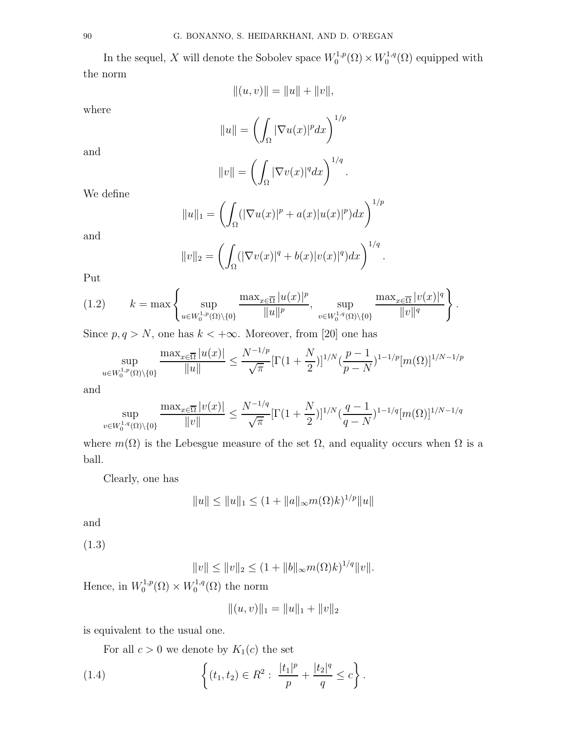In the sequel, $X$ will denote the Sobolev space $W_0^{1,p}(\Omega) \times W_0^{1,q}(\Omega)$ equipped with the norm

$$\|(u,v)\| = \|u\| + \|v\|,$$

where

$$\|u\| = \left( \int_\Omega |\nabla u(x)|^p dx \right)^{1/p}$$

and

$$\|v\| = \left( \int_\Omega |\nabla v(x)|^q dx \right)^{1/q}.$$

We define

$$\|u\|_1 = \left( \int_\Omega (|\nabla u(x)|^p + a(x)|u(x)|^p) dx \right)^{1/p}$$

and

$$\|v\|_2 = \left( \int_\Omega (|\nabla v(x)|^q + b(x)|v(x)|^q) dx \right)^{1/q}.$$

Put

$$k = \max \left\{ \sup_{u \in W_0^{1,p}(\Omega) \setminus \{0\}} \frac{\max_{x \in \overline{\Omega}} |u(x)|^p}{\|u\|^p}, \sup_{v \in W_0^{1,q}(\Omega) \setminus \{0\}} \frac{\max_{x \in \overline{\Omega}} |v(x)|^q}{\|v\|^q} \right\}. \tag{1.2}$$

Since $p, q > N$, one has $k < +\infty$. Moreover, from [20] one has

$$\sup_{u \in W_0^{1,p}(\Omega) \setminus \{0\}} \frac{\max_{x \in \overline{\Omega}} |u(x)|}{\|u\|} \leq \frac{N^{-1/p}}{\sqrt{\pi}} [\Gamma(1 + \frac{N}{2})]^{1/N} (\frac{p-1}{p-N})^{1-1/p} [m(\Omega)]^{1/N - 1/p}$$

and

$$\sup_{v \in W_0^{1,q}(\Omega) \setminus \{0\}} \frac{\max_{x \in \overline{\Omega}} |v(x)|}{\|v\|} \leq \frac{N^{-1/q}}{\sqrt{\pi}} [\Gamma(1 + \frac{N}{2})]^{1/N} (\frac{q-1}{q-N})^{1-1/q} [m(\Omega)]^{1/N - 1/q}$$

where $m(\Omega)$ is the Lebesgue measure of the set $\Omega$, and equality occurs when $\Omega$ is a ball.

Clearly, one has

$$\|u\| \leq \|u\|_1 \leq (1 + \|a\|_\infty m(\Omega) k)^{1/p} \|u\|$$

and

$$\|v\| \leq \|v\|_2 \leq (1 + \|b\|_\infty m(\Omega) k)^{1/q} \|v\|. \tag{1.3}$$

Hence, in $W_0^{1,p}(\Omega) \times W_0^{1,q}(\Omega)$ the norm

$$\|(u,v)\|_1 = \|u\|_1 + \|v\|_2$$

is equivalent to the usual one.

For all $c > 0$ we denote by $K_1(c)$ the set

$$\left\{ (t_1, t_2) \in R^2 : \ \frac{|t_1|^p}{p} + \frac{|t_2|^q}{q} \leq c \right\}. \tag{1.4}$$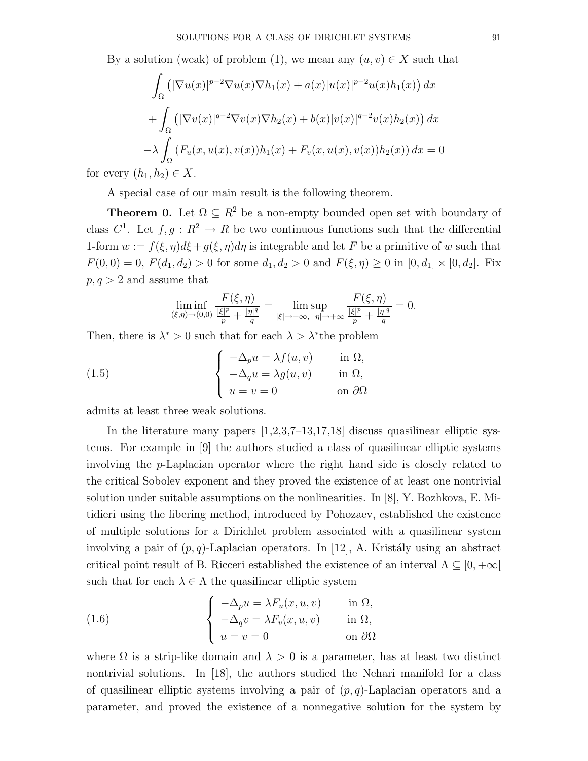By a solution (weak) of problem (1), we mean any $(u, v) \in X$ such that

$$\int_\Omega \left( |\nabla u(x)|^{p-2} \nabla u(x) \nabla h_1(x) + a(x)|u(x)|^{p-2} u(x) h_1(x) \right) dx$$
$$+ \int_\Omega \left( |\nabla v(x)|^{q-2} \nabla v(x) \nabla h_2(x) + b(x)|v(x)|^{q-2} v(x) h_2(x) \right) dx$$
$$-\lambda \int_\Omega \left( F_u(x, u(x), v(x)) h_1(x) + F_v(x, u(x), v(x)) h_2(x) \right) dx = 0$$

for every $(h_1, h_2) \in X$.

A special case of our main result is the following theorem.

**Theorem 0.** Let $\Omega \subseteq R^2$ be a non-empty bounded open set with boundary of class $C^1$. Let $f, g : R^2 \to R$ be two continuous functions such that the differential 1-form $w := f(\xi, \eta) d\xi + g(\xi, \eta) d\eta$ is integrable and let $F$ be a primitive of $w$ such that $F(0, 0) = 0$, $F(d_1, d_2) > 0$ for some $d_1, d_2 > 0$ and $F(\xi, \eta) \geq 0$ in $[0, d_1] \times [0, d_2]$. Fix $p, q > 2$ and assume that

$$\liminf_{(\xi,\eta)\to(0,0)} \frac{F(\xi, \eta)}{\frac{|\xi|^p}{p} + \frac{|\eta|^q}{q}} = \limsup_{|\xi|\to+\infty,\ |\eta|\to+\infty} \frac{F(\xi, \eta)}{\frac{|\xi|^p}{p} + \frac{|\eta|^q}{q}} = 0.$$

Then, there is $\lambda^* > 0$ such that for each $\lambda > \lambda^*$the problem

$$\begin{cases} -\Delta_p u = \lambda f(u, v) & \text{in } \Omega, \\ -\Delta_q u = \lambda g(u, v) & \text{in } \Omega, \\ u = v = 0 & \text{on } \partial\Omega \end{cases} \tag{1.5}$$

admits at least three weak solutions.

In the literature many papers [1,2,3,7–13,17,18] discuss quasilinear elliptic systems. For example in [9] the authors studied a class of quasilinear elliptic systems involving the $p$-Laplacian operator where the right hand side is closely related to the critical Sobolev exponent and they proved the existence of at least one nontrivial solution under suitable assumptions on the nonlinearities. In [8], Y. Bozhkova, E. Mitidieri using the fibering method, introduced by Pohozaev, established the existence of multiple solutions for a Dirichlet problem associated with a quasilinear system involving a pair of $(p, q)$-Laplacian operators. In [12], A. Kristály using an abstract critical point result of B. Ricceri established the existence of an interval $\Lambda \subseteq [0, +\infty[$ such that for each $\lambda \in \Lambda$ the quasilinear elliptic system

$$\begin{cases} -\Delta_p u = \lambda F_u(x, u, v) & \text{in } \Omega, \\ -\Delta_q v = \lambda F_v(x, u, v) & \text{in } \Omega, \\ u = v = 0 & \text{on } \partial\Omega \end{cases} \tag{1.6}$$

where $\Omega$ is a strip-like domain and $\lambda > 0$ is a parameter, has at least two distinct nontrivial solutions. In [18], the authors studied the Nehari manifold for a class of quasilinear elliptic systems involving a pair of $(p, q)$-Laplacian operators and a parameter, and proved the existence of a nonnegative solution for the system by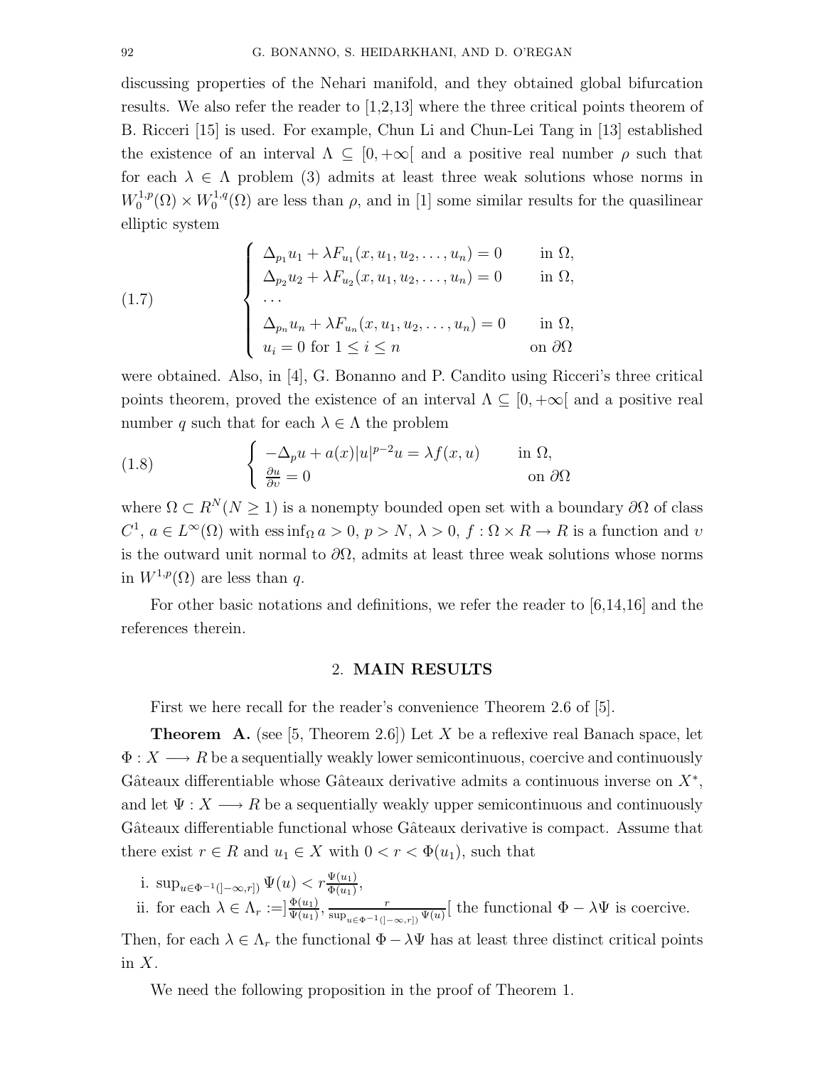discussing properties of the Nehari manifold, and they obtained global bifurcation results. We also refer the reader to [1,2,13] where the three critical points theorem of B. Ricceri [15] is used. For example, Chun Li and Chun-Lei Tang in [13] established the existence of an interval $\Lambda \subseteq [0, +\infty[$ and a positive real number $\rho$ such that for each $\lambda \in \Lambda$ problem (3) admits at least three weak solutions whose norms in $W_0^{1,p}(\Omega) \times W_0^{1,q}(\Omega)$ are less than $\rho$, and in [1] some similar results for the quasilinear elliptic system

$$
(1.7) \qquad \begin{cases} \Delta_{p_1} u_1 + \lambda F_{u_1}(x, u_1, u_2, \ldots, u_n) = 0 & \text{in } \Omega, \\ \Delta_{p_2} u_2 + \lambda F_{u_2}(x, u_1, u_2, \ldots, u_n) = 0 & \text{in } \Omega, \\ \cdots \\ \Delta_{p_n} u_n + \lambda F_{u_n}(x, u_1, u_2, \ldots, u_n) = 0 & \text{in } \Omega, \\ u_i = 0 \text{ for } 1 \leq i \leq n & \text{on } \partial\Omega \end{cases}
$$

were obtained. Also, in [4], G. Bonanno and P. Candito using Ricceri's three critical points theorem, proved the existence of an interval $\Lambda \subseteq [0, +\infty[$ and a positive real number $q$ such that for each $\lambda \in \Lambda$ the problem

$$
(1.8) \qquad \begin{cases} -\Delta_p u + a(x)|u|^{p-2}u = \lambda f(x, u) & \text{in } \Omega, \\ \frac{\partial u}{\partial \upsilon} = 0 & \text{on } \partial\Omega \end{cases}
$$

where $\Omega \subset R^N (N \geq 1)$ is a nonempty bounded open set with a boundary $\partial\Omega$ of class $C^1$, $a \in L^\infty(\Omega)$ with $\operatorname{ess\,inf}_\Omega a > 0$, $p > N$, $\lambda > 0$, $f : \Omega \times R \to R$ is a function and $\upsilon$ is the outward unit normal to $\partial\Omega$, admits at least three weak solutions whose norms in $W^{1,p}(\Omega)$ are less than $q$.

For other basic notations and definitions, we refer the reader to [6,14,16] and the references therein.

## 2. MAIN RESULTS

First we here recall for the reader's convenience Theorem 2.6 of [5].

**Theorem A.** (see [5, Theorem 2.6]) Let $X$ be a reflexive real Banach space, let $\Phi : X \longrightarrow R$ be a sequentially weakly lower semicontinuous, coercive and continuously Gâteaux differentiable whose Gâteaux derivative admits a continuous inverse on $X^*$, and let $\Psi : X \longrightarrow R$ be a sequentially weakly upper semicontinuous and continuously Gâteaux differentiable functional whose Gâteaux derivative is compact. Assume that there exist $r \in R$ and $u_1 \in X$ with $0 < r < \Phi(u_1)$, such that

i. $\sup_{u \in \Phi^{-1}(]-\infty, r])} \Psi(u) < r \frac{\Psi(u_1)}{\Phi(u_1)}$,

ii. for each $\lambda \in \Lambda_r := ]\frac{\Phi(u_1)}{\Psi(u_1)}, \frac{r}{\sup_{u \in \Phi^{-1}(]-\infty, r])} \Psi(u)}[$ the functional $\Phi - \lambda\Psi$ is coercive.

Then, for each $\lambda \in \Lambda_r$ the functional $\Phi - \lambda\Psi$ has at least three distinct critical points in $X$.

We need the following proposition in the proof of Theorem 1.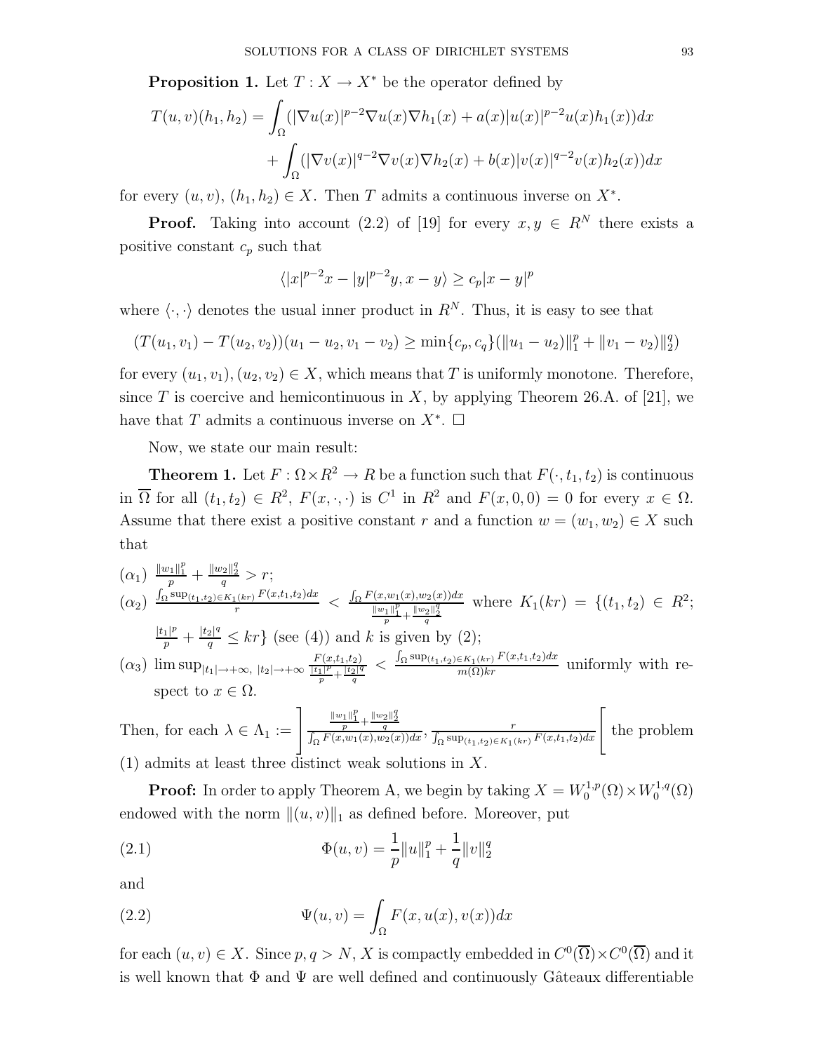**Proposition 1.** Let $T : X \to X^*$ be the operator defined by

$$T(u,v)(h_1,h_2) = \int_\Omega (|\nabla u(x)|^{p-2}\nabla u(x)\nabla h_1(x) + a(x)|u(x)|^{p-2}u(x)h_1(x))dx$$
$$+ \int_\Omega (|\nabla v(x)|^{q-2}\nabla v(x)\nabla h_2(x) + b(x)|v(x)|^{q-2}v(x)h_2(x))dx$$

for every $(u,v)$, $(h_1,h_2) \in X$. Then $T$ admits a continuous inverse on $X^*$.

**Proof.** Taking into account (2.2) of [19] for every $x, y \in R^N$ there exists a positive constant $c_p$ such that

$$\langle |x|^{p-2}x - |y|^{p-2}y, x-y\rangle \geq c_p|x-y|^p$$

where $\langle \cdot,\cdot\rangle$ denotes the usual inner product in $R^N$. Thus, it is easy to see that

$$(T(u_1,v_1) - T(u_2,v_2))(u_1-u_2, v_1-v_2) \geq \min\{c_p, c_q\}(\|u_1-u_2)\|_1^p + \|v_1-v_2)\|_2^q)$$

for every $(u_1,v_1), (u_2,v_2) \in X$, which means that $T$ is uniformly monotone. Therefore, since $T$ is coercive and hemicontinuous in $X$, by applying Theorem 26.A. of [21], we have that $T$ admits a continuous inverse on $X^*$. □

Now, we state our main result:

**Theorem 1.** Let $F : \Omega \times R^2 \to R$ be a function such that $F(\cdot, t_1, t_2)$ is continuous in $\overline{\Omega}$ for all $(t_1,t_2) \in R^2$, $F(x,\cdot,\cdot)$ is $C^1$ in $R^2$ and $F(x,0,0) = 0$ for every $x \in \Omega$. Assume that there exist a positive constant $r$ and a function $w = (w_1,w_2) \in X$ such that

$(\alpha_1)$ $\frac{\|w_1\|_1^p}{p} + \frac{\|w_2\|_2^q}{q} > r$;

$(\alpha_2)$ $\frac{\int_\Omega \sup_{(t_1,t_2)\in K_1(kr)} F(x,t_1,t_2)dx}{r} < \frac{\int_\Omega F(x,w_1(x),w_2(x))dx}{\frac{\|w_1\|_1^p}{p} + \frac{\|w_2\|_2^q}{q}}$ where $K_1(kr) = \{(t_1,t_2) \in R^2;$ $\frac{|t_1|^p}{p} + \frac{|t_2|^q}{q} \leq kr\}$ (see (4)) and $k$ is given by (2);

$(\alpha_3)$ $\limsup_{|t_1|\to+\infty,\ |t_2|\to+\infty} \frac{F(x,t_1,t_2)}{\frac{|t_1|^p}{p} + \frac{|t_2|^q}{q}} < \frac{\int_\Omega \sup_{(t_1,t_2)\in K_1(kr)} F(x,t_1,t_2)dx}{m(\Omega)kr}$ uniformly with respect to $x \in \Omega$.

Then, for each $\lambda \in \Lambda_1 := \left]\frac{\frac{\|w_1\|_1^p}{p} + \frac{\|w_2\|_2^q}{q}}{\int_\Omega F(x,w_1(x),w_2(x))dx}, \frac{r}{\int_\Omega \sup_{(t_1,t_2)\in K_1(kr)} F(x,t_1,t_2)dx}\right[$ the problem (1) admits at least three distinct weak solutions in $X$.

**Proof:** In order to apply Theorem A, we begin by taking $X = W_0^{1,p}(\Omega) \times W_0^{1,q}(\Omega)$ endowed with the norm $\|(u,v)\|_1$ as defined before. Moreover, put

$$\Phi(u,v) = \frac{1}{p}\|u\|_1^p + \frac{1}{q}\|v\|_2^q \tag{2.1}$$

and

$$\Psi(u,v) = \int_\Omega F(x,u(x),v(x))dx \tag{2.2}$$

for each $(u,v) \in X$. Since $p, q > N$, $X$ is compactly embedded in $C^0(\overline{\Omega}) \times C^0(\overline{\Omega})$ and it is well known that $\Phi$ and $\Psi$ are well defined and continuously Gâteaux differentiable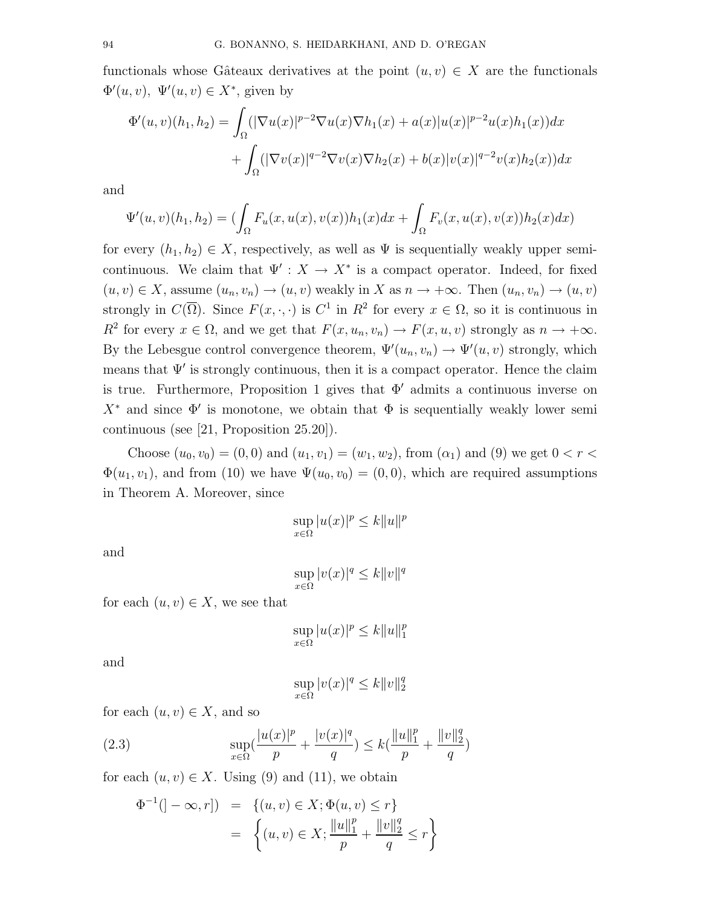functionals whose Gâteaux derivatives at the point $(u, v) \in X$ are the functionals $\Phi'(u, v),\ \Psi'(u, v) \in X^*$, given by

$$\Phi'(u,v)(h_1,h_2) = \int_\Omega (|\nabla u(x)|^{p-2}\nabla u(x)\nabla h_1(x) + a(x)|u(x)|^{p-2}u(x)h_1(x))dx + \int_\Omega (|\nabla v(x)|^{q-2}\nabla v(x)\nabla h_2(x) + b(x)|v(x)|^{q-2}v(x)h_2(x))dx$$

and

$$\Psi'(u,v)(h_1,h_2) = (\int_\Omega F_u(x,u(x),v(x))h_1(x)dx + \int_\Omega F_v(x,u(x),v(x))h_2(x)dx)$$

for every $(h_1, h_2) \in X$, respectively, as well as $\Psi$ is sequentially weakly upper semicontinuous. We claim that $\Psi' : X \to X^*$ is a compact operator. Indeed, for fixed $(u, v) \in X$, assume $(u_n, v_n) \to (u, v)$ weakly in $X$ as $n \to +\infty$. Then $(u_n, v_n) \to (u, v)$ strongly in $C(\overline{\Omega})$. Since $F(x, \cdot, \cdot)$ is $C^1$ in $R^2$ for every $x \in \Omega$, so it is continuous in $R^2$ for every $x \in \Omega$, and we get that $F(x, u_n, v_n) \to F(x, u, v)$ strongly as $n \to +\infty$. By the Lebesgue control convergence theorem, $\Psi'(u_n, v_n) \to \Psi'(u, v)$ strongly, which means that $\Psi'$ is strongly continuous, then it is a compact operator. Hence the claim is true. Furthermore, Proposition 1 gives that $\Phi'$ admits a continuous inverse on $X^*$ and since $\Phi'$ is monotone, we obtain that $\Phi$ is sequentially weakly lower semi continuous (see [21, Proposition 25.20]).

Choose $(u_0, v_0) = (0, 0)$ and $(u_1, v_1) = (w_1, w_2)$, from $(\alpha_1)$ and (9) we get $0 < r < \Phi(u_1, v_1)$, and from (10) we have $\Psi(u_0, v_0) = (0, 0)$, which are required assumptions in Theorem A. Moreover, since

$$\sup_{x\in\Omega} |u(x)|^p \le k\|u\|^p$$

and

$$\sup_{x\in\Omega} |v(x)|^q \le k\|v\|^q$$

for each $(u, v) \in X$, we see that

$$\sup_{x\in\Omega} |u(x)|^p \le k\|u\|_1^p$$

and

$$\sup_{x\in\Omega} |v(x)|^q \le k\|v\|_2^q$$

for each $(u, v) \in X$, and so

$$\sup_{x\in\Omega}(\frac{|u(x)|^p}{p} + \frac{|v(x)|^q}{q}) \le k(\frac{\|u\|_1^p}{p} + \frac{\|v\|_2^q}{q}) \tag{2.3}$$

for each $(u, v) \in X$. Using (9) and (11), we obtain

$$\begin{aligned} \Phi^{-1}(]-\infty, r]) &= \{(u,v) \in X; \Phi(u,v) \le r\} \\ &= \left\{(u,v) \in X; \frac{\|u\|_1^p}{p} + \frac{\|v\|_2^q}{q} \le r\right\} \end{aligned}$$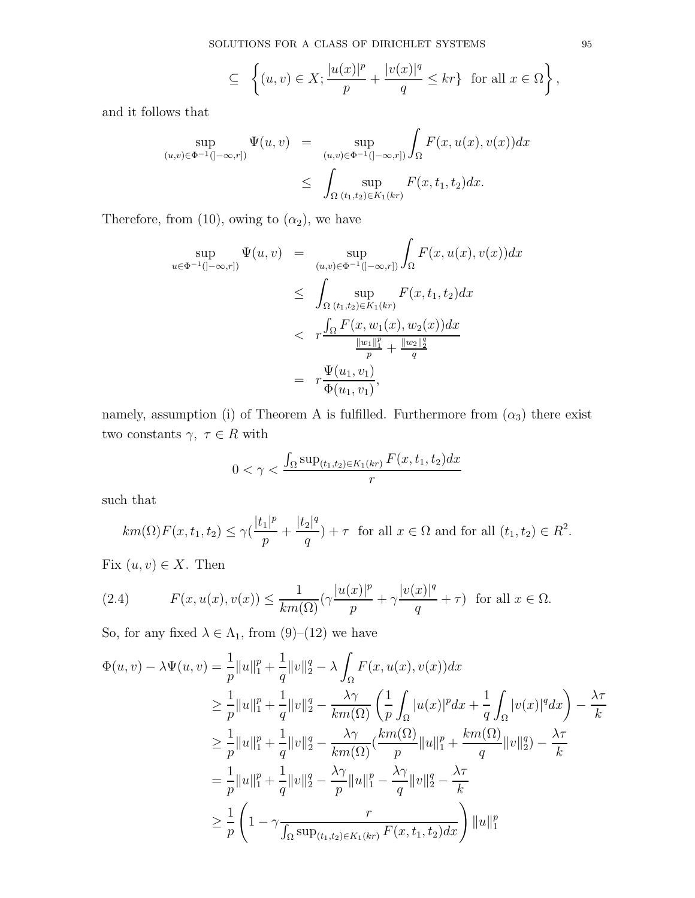$$\subseteq \left\{(u,v) \in X; \frac{|u(x)|^p}{p} + \frac{|v(x)|^q}{q} \leq kr\} \text{ for all } x \in \Omega \right\},$$

and it follows that

$$\begin{aligned}
\sup_{(u,v)\in\Phi^{-1}(]-\infty,r])} \Psi(u,v) &= \sup_{(u,v)\in\Phi^{-1}(]-\infty,r])} \int_\Omega F(x,u(x),v(x))dx \\
&\leq \int_\Omega \sup_{(t_1,t_2)\in K_1(kr)} F(x,t_1,t_2)dx.
\end{aligned}$$

Therefore, from (10), owing to $(\alpha_2)$, we have

$$\begin{aligned}
\sup_{u\in\Phi^{-1}(]-\infty,r])} \Psi(u,v) &= \sup_{(u,v)\in\Phi^{-1}(]-\infty,r])} \int_\Omega F(x,u(x),v(x))dx \\
&\leq \int_\Omega \sup_{(t_1,t_2)\in K_1(kr)} F(x,t_1,t_2)dx \\
&< r\frac{\int_\Omega F(x,w_1(x),w_2(x))dx}{\frac{\|w_1\|_1^p}{p} + \frac{\|w_2\|_2^q}{q}} \\
&= r\frac{\Psi(u_1,v_1)}{\Phi(u_1,v_1)},
\end{aligned}$$

namely, assumption (i) of Theorem A is fulfilled. Furthermore from $(\alpha_3)$ there exist two constants $\gamma,\ \tau \in R$ with

$$0 < \gamma < \frac{\int_\Omega \sup_{(t_1,t_2)\in K_1(kr)} F(x,t_1,t_2)dx}{r}$$

such that

$$km(\Omega)F(x,t_1,t_2) \leq \gamma(\frac{|t_1|^p}{p} + \frac{|t_2|^q}{q}) + \tau \text{ for all } x \in \Omega \text{ and for all } (t_1,t_2) \in R^2.$$

Fix $(u,v) \in X$. Then

$$F(x,u(x),v(x)) \leq \frac{1}{km(\Omega)}(\gamma\frac{|u(x)|^p}{p} + \gamma\frac{|v(x)|^q}{q} + \tau) \text{ for all } x \in \Omega. \tag{2.4}$$

So, for any fixed $\lambda \in \Lambda_1$, from (9)–(12) we have

$$\begin{aligned}
\Phi(u,v) - \lambda\Psi(u,v) &= \frac{1}{p}\|u\|_1^p + \frac{1}{q}\|v\|_2^q - \lambda\int_\Omega F(x,u(x),v(x))dx \\
&\geq \frac{1}{p}\|u\|_1^p + \frac{1}{q}\|v\|_2^q - \frac{\lambda\gamma}{km(\Omega)}\left(\frac{1}{p}\int_\Omega |u(x)|^p dx + \frac{1}{q}\int_\Omega |v(x)|^q dx\right) - \frac{\lambda\tau}{k} \\
&\geq \frac{1}{p}\|u\|_1^p + \frac{1}{q}\|v\|_2^q - \frac{\lambda\gamma}{km(\Omega)}(\frac{km(\Omega)}{p}\|u\|_1^p + \frac{km(\Omega)}{q}\|v\|_2^q) - \frac{\lambda\tau}{k} \\
&= \frac{1}{p}\|u\|_1^p + \frac{1}{q}\|v\|_2^q - \frac{\lambda\gamma}{p}\|u\|_1^p - \frac{\lambda\gamma}{q}\|v\|_2^q - \frac{\lambda\tau}{k} \\
&\geq \frac{1}{p}\left(1 - \gamma\frac{r}{\int_\Omega \sup_{(t_1,t_2)\in K_1(kr)} F(x,t_1,t_2)dx}\right)\|u\|_1^p
\end{aligned}$$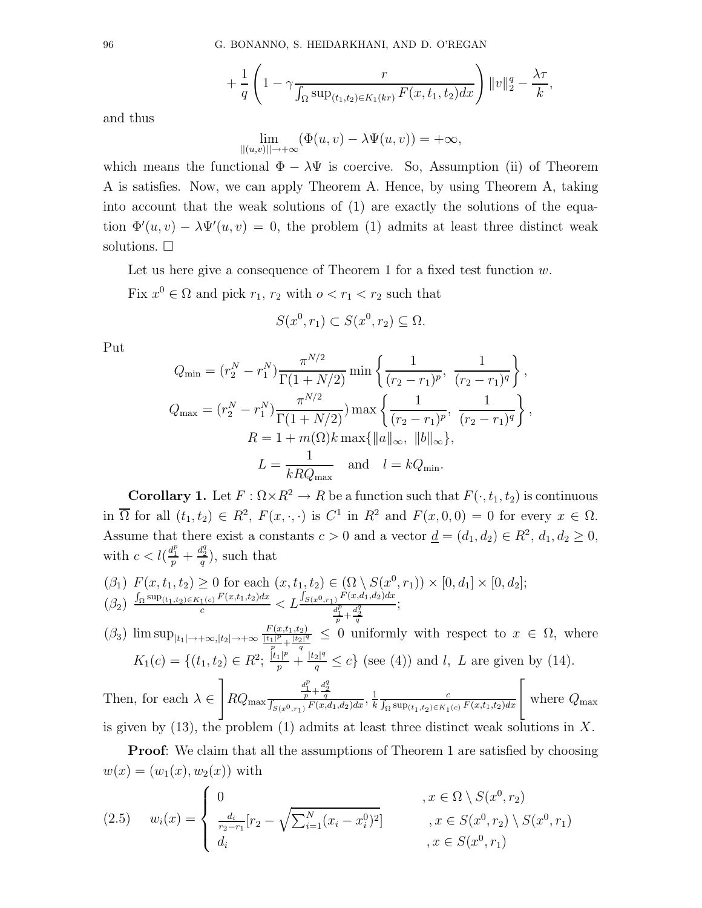$$+\frac{1}{q}\left(1-\gamma\frac{r}{\int_{\Omega}\sup_{(t_1,t_2)\in K_1(kr)}F(x,t_1,t_2)dx}\right)\|v\|_2^q-\frac{\lambda\tau}{k},$$

and thus

$$\lim_{\|(u,v)\|\to+\infty}(\Phi(u,v)-\lambda\Psi(u,v))=+\infty,$$

which means the functional $\Phi-\lambda\Psi$ is coercive. So, Assumption (ii) of Theorem A is satisfies. Now, we can apply Theorem A. Hence, by using Theorem A, taking into account that the weak solutions of (1) are exactly the solutions of the equation $\Phi'(u,v)-\lambda\Psi'(u,v)=0$, the problem (1) admits at least three distinct weak solutions. □

Let us here give a consequence of Theorem 1 for a fixed test function $w$.

Fix $x^0\in\Omega$ and pick $r_1$, $r_2$ with $o<r_1<r_2$ such that

$$S(x^0,r_1)\subset S(x^0,r_2)\subseteq\Omega.$$

Put

$$Q_{\min}=(r_2^N-r_1^N)\frac{\pi^{N/2}}{\Gamma(1+N/2)}\min\left\{\frac{1}{(r_2-r_1)^p},\ \frac{1}{(r_2-r_1)^q}\right\},$$

$$Q_{\max}=(r_2^N-r_1^N)\frac{\pi^{N/2}}{\Gamma(1+N/2)})\max\left\{\frac{1}{(r_2-r_1)^p},\ \frac{1}{(r_2-r_1)^q}\right\},$$

$$R=1+m(\Omega)k\max\{\|a\|_\infty,\ \|b\|_\infty\},$$

$$L=\frac{1}{kRQ_{\max}}\quad\text{and}\quad l=kQ_{\min}.$$

**Corollary 1.** Let $F:\Omega\times R^2\to R$ be a function such that $F(\cdot,t_1,t_2)$ is continuous in $\overline{\Omega}$ for all $(t_1,t_2)\in R^2$, $F(x,\cdot,\cdot)$ is $C^1$ in $R^2$ and $F(x,0,0)=0$ for every $x\in\Omega$. Assume that there exist a constants $c>0$ and a vector $\underline{d}=(d_1,d_2)\in R^2$, $d_1,d_2\geq 0$, with $c<l(\frac{d_1^p}{p}+\frac{d_2^q}{q})$, such that

$(\beta_1)$ $F(x,t_1,t_2)\geq 0$ for each $(x,t_1,t_2)\in(\Omega\setminus S(x^0,r_1))\times[0,d_1]\times[0,d_2]$;

$(\beta_2)$ $\frac{\int_\Omega\sup_{(t_1,t_2)\in K_1(c)}F(x,t_1,t_2)dx}{c}<L\frac{\int_{S(x^0,r_1)}F(x,d_1,d_2)dx}{\frac{d_1^p}{p}+\frac{d_2^q}{q}}$;

$(\beta_3)$ $\limsup_{|t_1|\to+\infty,|t_2|\to+\infty}\frac{F(x,t_1,t_2)}{\frac{|t_1|^p}{p}+\frac{|t_2|^q}{q}}\leq 0$ uniformly with respect to $x\in\Omega$, where $K_1(c)=\{(t_1,t_2)\in R^2;\ \frac{|t_1|^p}{p}+\frac{|t_2|^q}{q}\leq c\}$ (see (4)) and $l$, $L$ are given by (14).

Then, for each $\lambda\in\left]RQ_{\max}\frac{\frac{d_1^p}{p}+\frac{d_2^q}{q}}{\int_{S(x^0,r_1)}F(x,d_1,d_2)dx},\ \frac{1}{k}\frac{c}{\int_\Omega\sup_{(t_1,t_2)\in K_1(c)}F(x,t_1,t_2)dx}\right[$ where $Q_{\max}$ is given by (13), the problem (1) admits at least three distinct weak solutions in $X$.

**Proof**: We claim that all the assumptions of Theorem 1 are satisfied by choosing $w(x)=(w_1(x),w_2(x))$ with

$$w_i(x)=\begin{cases}0 & ,x\in\Omega\setminus S(x^0,r_2)\\ \frac{d_i}{r_2-r_1}[r_2-\sqrt{\sum_{i=1}^N(x_i-x_i^0)^2}] & ,x\in S(x^0,r_2)\setminus S(x^0,r_1)\\ d_i & ,x\in S(x^0,r_1)\end{cases}\tag{2.5}$$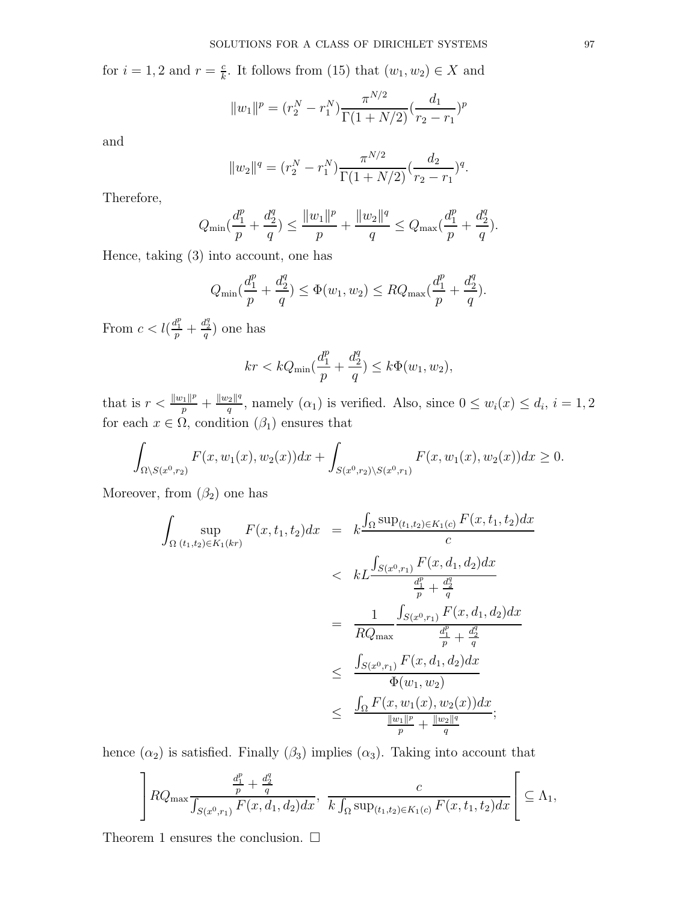for $i = 1, 2$ and $r = \frac{c}{k}$. It follows from (15) that $(w_1, w_2) \in X$ and

$$\|w_1\|^p = (r_2^N - r_1^N)\frac{\pi^{N/2}}{\Gamma(1+N/2)}(\frac{d_1}{r_2 - r_1})^p$$

and

$$\|w_2\|^q = (r_2^N - r_1^N)\frac{\pi^{N/2}}{\Gamma(1+N/2)}(\frac{d_2}{r_2 - r_1})^q.$$

Therefore,

$$Q_{\min}(\frac{d_1^p}{p} + \frac{d_2^q}{q}) \le \frac{\|w_1\|^p}{p} + \frac{\|w_2\|^q}{q} \le Q_{\max}(\frac{d_1^p}{p} + \frac{d_2^q}{q}).$$

Hence, taking (3) into account, one has

$$Q_{\min}(\frac{d_1^p}{p} + \frac{d_2^q}{q}) \le \Phi(w_1, w_2) \le RQ_{\max}(\frac{d_1^p}{p} + \frac{d_2^q}{q}).$$

From $c < l(\frac{d_1^p}{p} + \frac{d_2^q}{q})$ one has

$$kr < kQ_{\min}(\frac{d_1^p}{p} + \frac{d_2^q}{q}) \le k\Phi(w_1, w_2),$$

that is $r < \frac{\|w_1\|^p}{p} + \frac{\|w_2\|^q}{q}$, namely $(\alpha_1)$ is verified. Also, since $0 \le w_i(x) \le d_i$, $i = 1, 2$ for each $x \in \Omega$, condition $(\beta_1)$ ensures that

$$\int_{\Omega \setminus S(x^0, r_2)} F(x, w_1(x), w_2(x))dx + \int_{S(x^0, r_2)\setminus S(x^0, r_1)} F(x, w_1(x), w_2(x))dx \ge 0.$$

Moreover, from $(\beta_2)$ one has

$$\begin{aligned}
\int_\Omega \sup_{(t_1,t_2)\in K_1(kr)} F(x, t_1, t_2)dx &= k\frac{\int_\Omega \sup_{(t_1,t_2)\in K_1(c)} F(x, t_1, t_2)dx}{c} \\
&< kL\frac{\int_{S(x^0,r_1)} F(x, d_1, d_2)dx}{\frac{d_1^p}{p} + \frac{d_2^q}{q}} \\
&= \frac{1}{RQ_{\max}}\frac{\int_{S(x^0,r_1)} F(x, d_1, d_2)dx}{\frac{d_1^p}{p} + \frac{d_2^q}{q}} \\
&\le \frac{\int_{S(x^0,r_1)} F(x, d_1, d_2)dx}{\Phi(w_1, w_2)} \\
&\le \frac{\int_\Omega F(x, w_1(x), w_2(x))dx}{\frac{\|w_1\|^p}{p} + \frac{\|w_2\|^q}{q}};
\end{aligned}$$

hence $(\alpha_2)$ is satisfied. Finally $(\beta_3)$ implies $(\alpha_3)$. Taking into account that

$$\left]RQ_{\max}\frac{\frac{d_1^p}{p} + \frac{d_2^q}{q}}{\int_{S(x^0,r_1)} F(x, d_1, d_2)dx},\ \frac{c}{k\int_\Omega \sup_{(t_1,t_2)\in K_1(c)} F(x, t_1, t_2)dx}\right[ \subseteq \Lambda_1,$$

Theorem 1 ensures the conclusion. □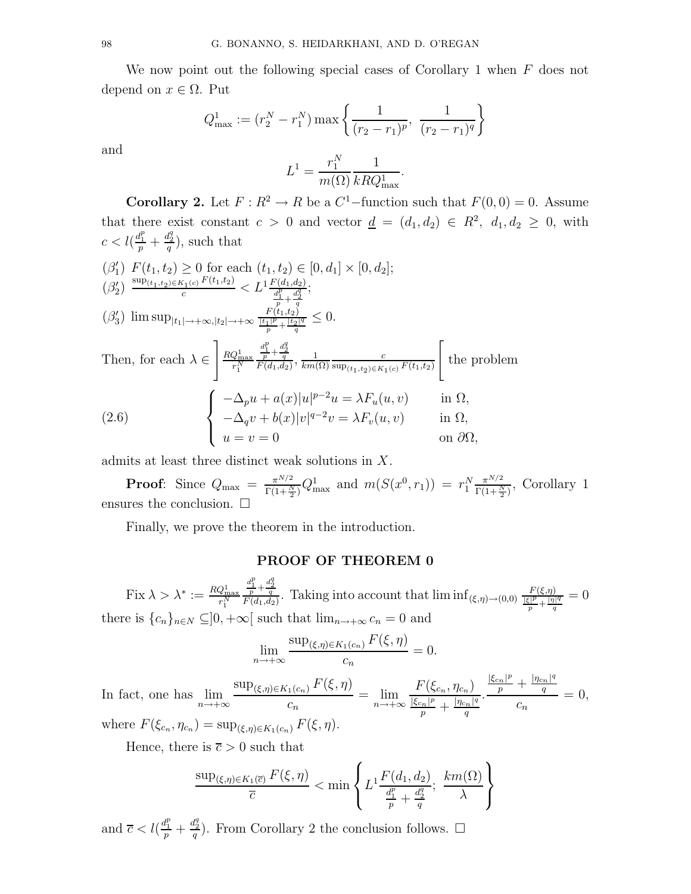We now point out the following special cases of Corollary 1 when $F$ does not depend on $x \in \Omega$. Put

$$Q^1_{\max} := (r_2^N - r_1^N) \max\left\{ \frac{1}{(r_2 - r_1)^p},\ \frac{1}{(r_2 - r_1)^q} \right\}$$

and

$$L^1 = \frac{r_1^N}{m(\Omega)} \frac{1}{kRQ^1_{\max}}.$$

**Corollary 2.** Let $F : R^2 \to R$ be a $C^1-$function such that $F(0,0) = 0$. Assume that there exist constant $c > 0$ and vector $\underline{d} = (d_1, d_2) \in R^2$, $d_1, d_2 \geq 0$, with $c < l(\frac{d_1^p}{p} + \frac{d_2^q}{q})$, such that

($\beta_1'$) $F(t_1, t_2) \geq 0$ for each $(t_1, t_2) \in [0, d_1] \times [0, d_2]$;
($\beta_2'$) $\frac{\sup_{(t_1,t_2) \in K_1(c)} F(t_1,t_2)}{c} < L^1 \frac{F(d_1,d_2)}{\frac{d_1^p}{p} + \frac{d_2^q}{q}}$;
($\beta_3'$) $\limsup_{|t_1| \to +\infty, |t_2| \to +\infty} \frac{F(t_1,t_2)}{\frac{|t_1|^p}{p} + \frac{|t_2|^q}{q}} \leq 0$.

Then, for each $\lambda \in \left] \frac{RQ^1_{\max}}{r_1^N} \frac{\frac{d_1^p}{p} + \frac{d_2^q}{q}}{F(d_1,d_2)}, \frac{1}{km(\Omega)} \frac{c}{\sup_{(t_1,t_2) \in K_1(c)} F(t_1,t_2)} \right[$ the problem

$$(2.6) \qquad \begin{cases} -\Delta_p u + a(x)|u|^{p-2}u = \lambda F_u(u,v) & \text{in } \Omega, \\ -\Delta_q v + b(x)|v|^{q-2}v = \lambda F_v(u,v) & \text{in } \Omega, \\ u = v = 0 & \text{on } \partial\Omega, \end{cases}$$

admits at least three distinct weak solutions in $X$.

**Proof**: Since $Q_{\max} = \frac{\pi^{N/2}}{\Gamma(1+\frac{N}{2})} Q^1_{\max}$ and $m(S(x^0, r_1)) = r_1^N \frac{\pi^{N/2}}{\Gamma(1+\frac{N}{2})}$, Corollary 1 ensures the conclusion. $\square$

Finally, we prove the theorem in the introduction.

## PROOF OF THEOREM 0

Fix $\lambda > \lambda^* := \frac{RQ^1_{\max}}{r_1^N} \frac{\frac{d_1^p}{p} + \frac{d_2^q}{q}}{F(d_1,d_2)}$. Taking into account that $\liminf_{(\xi,\eta) \to (0,0)} \frac{F(\xi,\eta)}{\frac{|\xi|^p}{p} + \frac{|\eta|^q}{q}} = 0$ there is $\{c_n\}_{n \in N} \subseteq ]0, +\infty[$ such that $\lim_{n \to +\infty} c_n = 0$ and

$$\lim_{n \to +\infty} \frac{\sup_{(\xi,\eta) \in K_1(c_n)} F(\xi,\eta)}{c_n} = 0.$$

In fact, one has $\displaystyle\lim_{n \to +\infty} \frac{\sup_{(\xi,\eta) \in K_1(c_n)} F(\xi,\eta)}{c_n} = \lim_{n \to +\infty} \frac{F(\xi_{c_n}, \eta_{c_n})}{\frac{|\xi_{c_n}|^p}{p} + \frac{|\eta_{c_n}|^q}{q}} . \frac{\frac{|\xi_{c_n}|^p}{p} + \frac{|\eta_{c_n}|^q}{q}}{c_n} = 0,$ where $F(\xi_{c_n}, \eta_{c_n}) = \sup_{(\xi,\eta) \in K_1(c_n)} F(\xi,\eta)$.

Hence, there is $\overline{c} > 0$ such that

$$\frac{\sup_{(\xi,\eta) \in K_1(\overline{c})} F(\xi,\eta)}{\overline{c}} < \min\left\{ L^1 \frac{F(d_1,d_2)}{\frac{d_1^p}{p} + \frac{d_2^q}{q}};\ \frac{km(\Omega)}{\lambda} \right\}$$

and $\overline{c} < l(\frac{d_1^p}{p} + \frac{d_2^q}{q})$. From Corollary 2 the conclusion follows. $\square$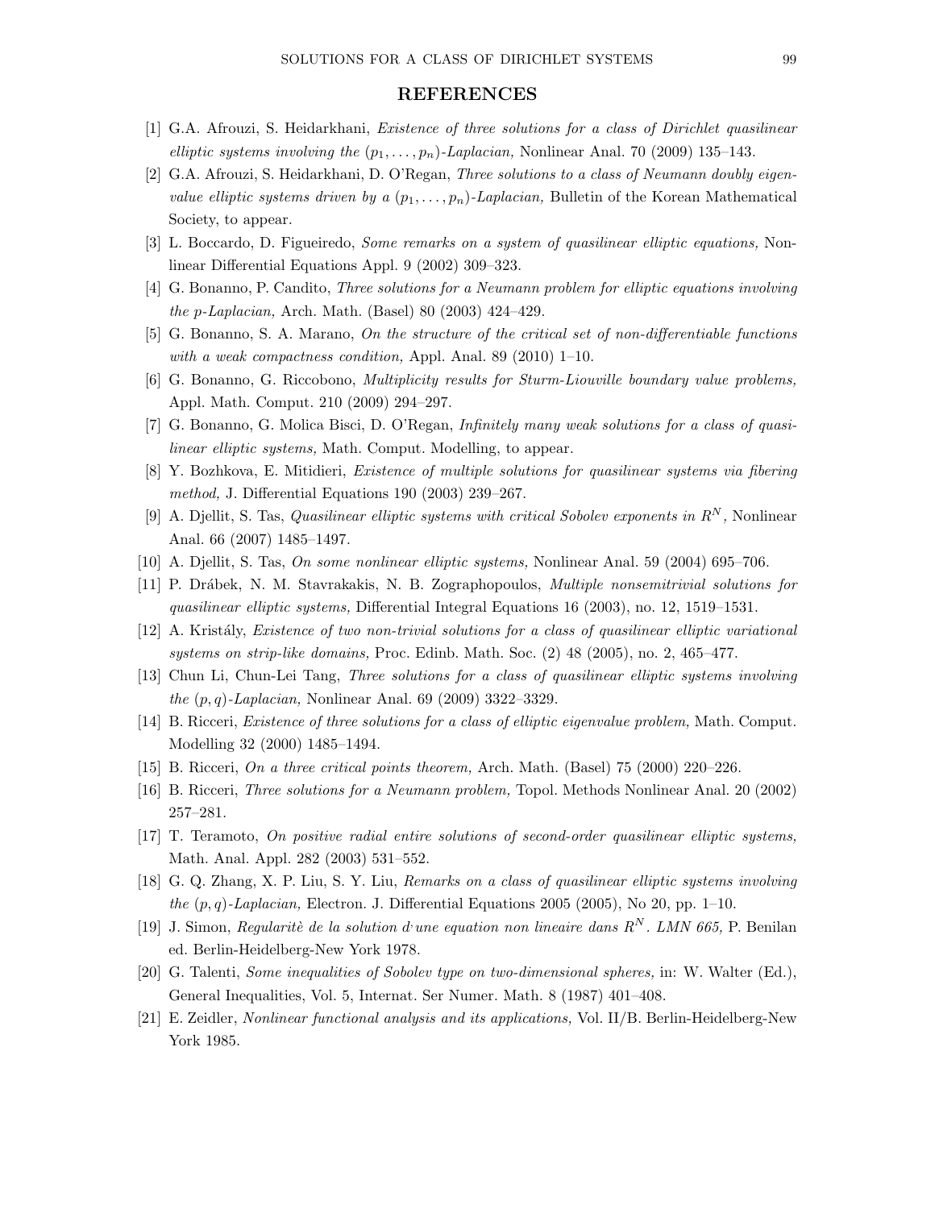## REFERENCES

[1] G.A. Afrouzi, S. Heidarkhani, *Existence of three solutions for a class of Dirichlet quasilinear elliptic systems involving the $(p_1, \ldots, p_n)$-Laplacian,* Nonlinear Anal. 70 (2009) 135–143.

[2] G.A. Afrouzi, S. Heidarkhani, D. O'Regan, *Three solutions to a class of Neumann doubly eigenvalue elliptic systems driven by a $(p_1, \ldots, p_n)$-Laplacian,* Bulletin of the Korean Mathematical Society, to appear.

[3] L. Boccardo, D. Figueiredo, *Some remarks on a system of quasilinear elliptic equations,* Nonlinear Differential Equations Appl. 9 (2002) 309–323.

[4] G. Bonanno, P. Candito, *Three solutions for a Neumann problem for elliptic equations involving the p-Laplacian,* Arch. Math. (Basel) 80 (2003) 424–429.

[5] G. Bonanno, S. A. Marano, *On the structure of the critical set of non-differentiable functions with a weak compactness condition,* Appl. Anal. 89 (2010) 1–10.

[6] G. Bonanno, G. Riccobono, *Multiplicity results for Sturm-Liouville boundary value problems,* Appl. Math. Comput. 210 (2009) 294–297.

[7] G. Bonanno, G. Molica Bisci, D. O'Regan, *Infinitely many weak solutions for a class of quasilinear elliptic systems,* Math. Comput. Modelling, to appear.

[8] Y. Bozhkova, E. Mitidieri, *Existence of multiple solutions for quasilinear systems via fibering method,* J. Differential Equations 190 (2003) 239–267.

[9] A. Djellit, S. Tas, *Quasilinear elliptic systems with critical Sobolev exponents in $R^N$,* Nonlinear Anal. 66 (2007) 1485–1497.

[10] A. Djellit, S. Tas, *On some nonlinear elliptic systems,* Nonlinear Anal. 59 (2004) 695–706.

[11] P. Drábek, N. M. Stavrakakis, N. B. Zographopoulos, *Multiple nonsemitrivial solutions for quasilinear elliptic systems,* Differential Integral Equations 16 (2003), no. 12, 1519–1531.

[12] A. Kristály, *Existence of two non-trivial solutions for a class of quasilinear elliptic variational systems on strip-like domains,* Proc. Edinb. Math. Soc. (2) 48 (2005), no. 2, 465–477.

[13] Chun Li, Chun-Lei Tang, *Three solutions for a class of quasilinear elliptic systems involving the $(p, q)$-Laplacian,* Nonlinear Anal. 69 (2009) 3322–3329.

[14] B. Ricceri, *Existence of three solutions for a class of elliptic eigenvalue problem,* Math. Comput. Modelling 32 (2000) 1485–1494.

[15] B. Ricceri, *On a three critical points theorem,* Arch. Math. (Basel) 75 (2000) 220–226.

[16] B. Ricceri, *Three solutions for a Neumann problem,* Topol. Methods Nonlinear Anal. 20 (2002) 257–281.

[17] T. Teramoto, *On positive radial entire solutions of second-order quasilinear elliptic systems,* Math. Anal. Appl. 282 (2003) 531–552.

[18] G. Q. Zhang, X. P. Liu, S. Y. Liu, *Remarks on a class of quasilinear elliptic systems involving the $(p, q)$-Laplacian,* Electron. J. Differential Equations 2005 (2005), No 20, pp. 1–10.

[19] J. Simon, *Regularitè de la solution d·une equation non lineaire dans $R^N$. LMN 665,* P. Benilan ed. Berlin-Heidelberg-New York 1978.

[20] G. Talenti, *Some inequalities of Sobolev type on two-dimensional spheres,* in: W. Walter (Ed.), General Inequalities, Vol. 5, Internat. Ser Numer. Math. 8 (1987) 401–408.

[21] E. Zeidler, *Nonlinear functional analysis and its applications,* Vol. II/B. Berlin-Heidelberg-New York 1985.